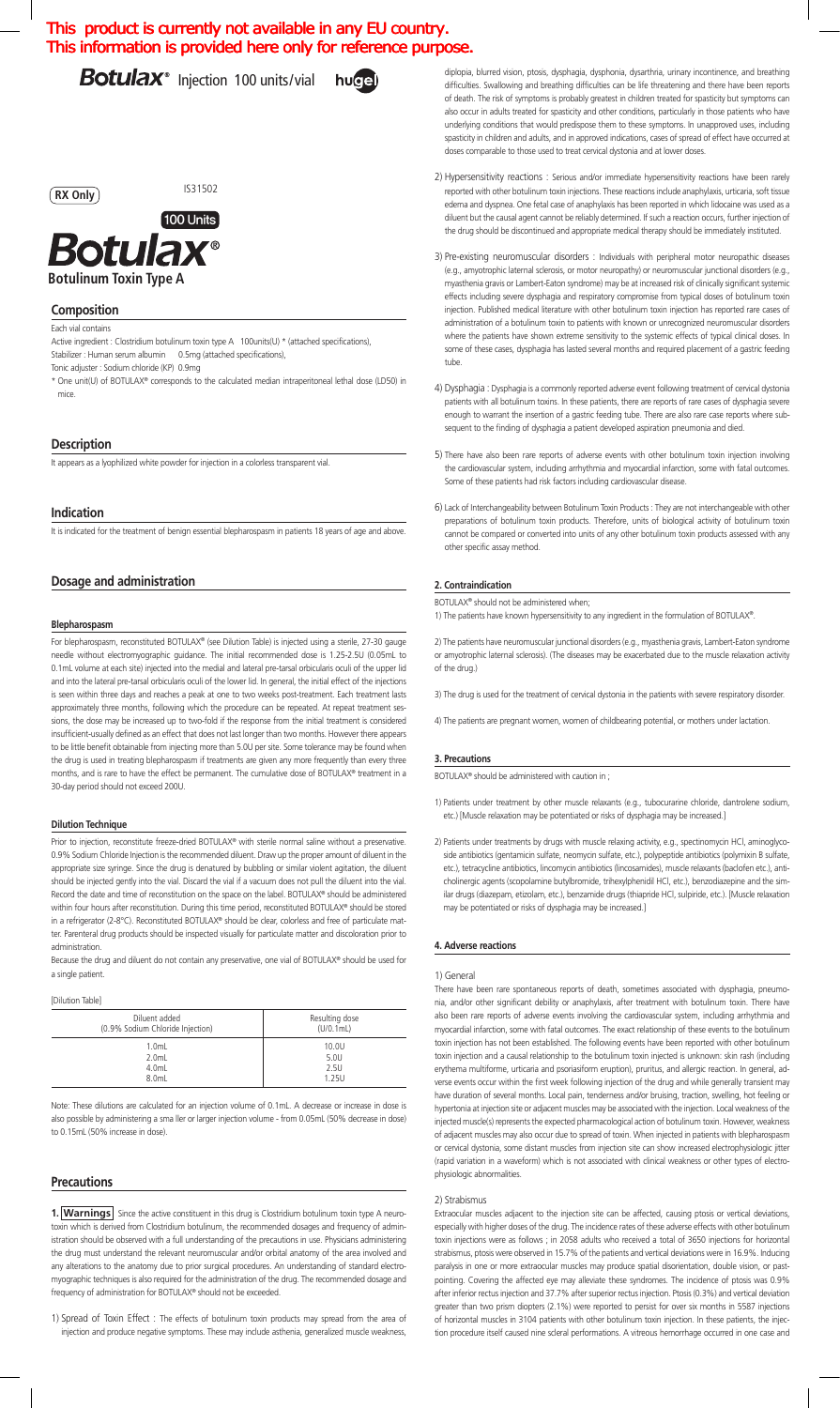This product is currently not available in any EU country.
This information is provided here only for reference purpose.

**Botulax®** Injection 100 units/vial

RX Only

IS31502

100 Units

# Botulax®

**Botulinum Toxin Type A**

## Composition

Each vial contains

Active ingredient : Clostridium botulinum toxin type A 100units(U) * (attached specifications),

Stabilizer : Human serum albumin 0.5mg (attached specifications),

Tonic adjuster : Sodium chloride (KP) 0.9mg

* One unit(U) of BOTULAX® corresponds to the calculated median intraperitoneal lethal dose (LD50) in mice.

## Description

It appears as a lyophilized white powder for injection in a colorless transparent vial.

## Indication

It is indicated for the treatment of benign essential blepharospasm in patients 18 years of age and above.

## Dosage and administration

### Blepharospasm

For blepharospasm, reconstituted BOTULAX® (see Dilution Table) is injected using a sterile, 27-30 gauge needle without electromyographic guidance. The initial recommended dose is 1.25-2.5U (0.05mL to 0.1mL volume at each site) injected into the medial and lateral pre-tarsal orbicularis oculi of the upper lid and into the lateral pre-tarsal orbicularis oculi of the lower lid. In general, the initial effect of the injections is seen within three days and reaches a peak at one to two weeks post-treatment. Each treatment lasts approximately three months, following which the procedure can be repeated. At repeat treatment sessions, the dose may be increased up to two-fold if the response from the initial treatment is considered insufficient-usually defined as an effect that does not last longer than two months. However there appears to be little benefit obtainable from injecting more than 5.0U per site. Some tolerance may be found when the drug is used in treating blepharospasm if treatments are given any more frequently than every three months, and is rare to have the effect be permanent. The cumulative dose of BOTULAX® treatment in a 30-day period should not exceed 200U.

### Dilution Technique

Prior to injection, reconstitute freeze-dried BOTULAX® with sterile normal saline without a preservative. 0.9% Sodium Chloride Injection is the recommended diluent. Draw up the proper amount of diluent in the appropriate size syringe. Since the drug is denatured by bubbling or similar violent agitation, the diluent should be injected gently into the vial. Discard the vial if a vacuum does not pull the diluent into the vial. Record the date and time of reconstitution on the space on the label. BOTULAX® should be administered within four hours after reconstitution. During this time period, reconstituted BOTULAX® should be stored in a refrigerator (2-8°C). Reconstituted BOTULAX® should be clear, colorless and free of particulate matter. Parenteral drug products should be inspected visually for particulate matter and discoloration prior to administration.

Because the drug and diluent do not contain any preservative, one vial of BOTULAX® should be used for a single patient.

[Dilution Table]

| Diluent added (0.9% Sodium Chloride Injection) | Resulting dose (U/0.1mL) |
|---|---|
| 1.0mL | 10.0U |
| 2.0mL | 5.0U |
| 4.0mL | 2.5U |
| 8.0mL | 1.25U |

Note: These dilutions are calculated for an injection volume of 0.1mL. A decrease or increase in dose is also possible by administering a smaller or larger injection volume - from 0.05mL (50% decrease in dose) to 0.15mL (50% increase in dose).

## Precautions

**1. Warnings** Since the active constituent in this drug is Clostridium botulinum toxin type A neurotoxin which is derived from Clostridium botulinum, the recommended dosages and frequency of administration should be observed with a full understanding of the precautions in use. Physicians administering the drug must understand the relevant neuromuscular and/or orbital anatomy of the area involved and any alterations to the anatomy due to prior surgical procedures. An understanding of standard electromyographic techniques is also required for the administration of the drug. The recommended dosage and frequency of administration for BOTULAX® should not be exceeded.

1) Spread of Toxin Effect : The effects of botulinum toxin products may spread from the area of injection and produce negative symptoms. These may include asthenia, generalized muscle weakness, diplopia, blurred vision, ptosis, dysphagia, dysphonia, dysarthria, urinary incontinence, and breathing difficulties. Swallowing and breathing difficulties can be life threatening and there have been reports of death. The risk of symptoms is probably greatest in children treated for spasticity but symptoms can also occur in adults treated for spasticity and other conditions, particularly in those patients who have underlying conditions that would predispose them to these symptoms. In unapproved uses, including spasticity in children and adults, and in approved indications, cases of spread of effect have occurred at doses comparable to those used to treat cervical dystonia and at lower doses.

2) Hypersensitivity reactions : Serious and/or immediate hypersensitivity reactions have been rarely reported with other botulinum toxin injections. These reactions include anaphylaxis, urticaria, soft tissue edema and dyspnea. One fetal case of anaphylaxis has been reported in which lidocaine was used as a diluent but the causal agent cannot be reliably determined. If such a reaction occurs, further injection of the drug should be discontinued and appropriate medical therapy should be immediately instituted.

3) Pre-existing neuromuscular disorders : Individuals with peripheral motor neuropathic diseases (e.g., amyotrophic laternal sclerosis, or motor neuropathy) or neuromuscular junctional disorders (e.g., myasthenia gravis or Lambert-Eaton syndrome) may be at increased risk of clinically significant systemic effects including severe dysphagia and respiratory compromise from typical doses of botulinum toxin injection. Published medical literature with other botulinum toxin injection has reported rare cases of administration of a botulinum toxin to patients with known or unrecognized neuromuscular disorders where the patients have shown extreme sensitivity to the systemic effects of typical clinical doses. In some of these cases, dysphagia has lasted several months and required placement of a gastric feeding tube.

4) Dysphagia : Dysphagia is a commonly reported adverse event following treatment of cervical dystonia patients with all botulinum toxins. In these patients, there are reports of rare cases of dysphagia severe enough to warrant the insertion of a gastric feeding tube. There are also rare case reports where subsequent to the finding of dysphagia a patient developed aspiration pneumonia and died.

5) There have also been rare reports of adverse events with other botulinum toxin injection involving the cardiovascular system, including arrhythmia and myocardial infarction, some with fatal outcomes. Some of these patients had risk factors including cardiovascular disease.

6) Lack of Interchangeability between Botulinum Toxin Products : They are not interchangeable with other preparations of botulinum toxin products. Therefore, units of biological activity of botulinum toxin cannot be compared or converted into units of any other botulinum toxin products assessed with any other specific assay method.

### 2. Contraindication

BOTULAX® should not be administered when;

1) The patients have known hypersensitivity to any ingredient in the formulation of BOTULAX®.

2) The patients have neuromuscular junctional disorders (e.g., myasthenia gravis, Lambert-Eaton syndrome or amyotrophic laternal sclerosis). (The diseases may be exacerbated due to the muscle relaxation activity of the drug.)

3) The drug is used for the treatment of cervical dystonia in the patients with severe respiratory disorder.

4) The patients are pregnant women, women of childbearing potential, or mothers under lactation.

### 3. Precautions

BOTULAX® should be administered with caution in ;

1) Patients under treatment by other muscle relaxants (e.g., tubocurarine chloride, dantrolene sodium, etc.) [Muscle relaxation may be potentiated or risks of dysphagia may be increased.]

2) Patients under treatments by drugs with muscle relaxing activity, e.g., spectinomycin HCl, aminoglycoside antibiotics (gentamicin sulfate, neomycin sulfate, etc.), polypeptide antibiotics (polymixin B sulfate, etc.), tetracycline antibiotics, lincomycin antibiotics (lincosamides), muscle relaxants (baclofen etc.), anticholinergic agents (scopolamine butylbromide, trihexylphenidil HCl, etc.), benzodiazepine and the similar drugs (diazepam, etizolam, etc.), benzamide drugs (thiapride HCl, sulpiride, etc.). [Muscle relaxation may be potentiated or risks of dysphagia may be increased.]

### 4. Adverse reactions

#### 1) General

There have been rare spontaneous reports of death, sometimes associated with dysphagia, pneumonia, and/or other significant debility or anaphylaxis, after treatment with botulinum toxin. There have also been rare reports of adverse events involving the cardiovascular system, including arrhythmia and myocardial infarction, some with fatal outcomes. The exact relationship of these events to the botulinum toxin injection has not been established. The following events have been reported with other botulinum toxin injection and a causal relationship to the botulinum toxin injected is unknown: skin rash (including erythema multiforme, urticaria and psoriasiform eruption), pruritus, and allergic reaction. In general, adverse events occur within the first week following injection of the drug and while generally transient may have duration of several months. Local pain, tenderness and/or bruising, traction, swelling, hot feeling or hypertonia at injection site or adjacent muscles may be associated with the injection. Local weakness of the injected muscle(s) represents the expected pharmacological action of botulinum toxin. However, weakness of adjacent muscles may also occur due to spread of toxin. When injected in patients with blepharospasm or cervical dystonia, some distant muscles from injection site can show increased electrophysiologic jitter (rapid variation in a waveform) which is not associated with clinical weakness or other types of electrophysiologic abnormalities.

#### 2) Strabismus

Extraocular muscles adjacent to the injection site can be affected, causing ptosis or vertical deviations, especially with higher doses of the drug. The incidence rates of these adverse effects with other botulinum toxin injections were as follows ; in 2058 adults who received a total of 3650 injections for horizontal strabismus, ptosis were observed in 15.7% of the patients and vertical deviations were in 16.9%. Inducing paralysis in one or more extraocular muscles may produce spatial disorientation, double vision, or past-pointing. Covering the affected eye may alleviate these syndromes. The incidence of ptosis was 0.9% after inferior rectus injection and 37.7% after superior rectus injection. Ptosis (0.3%) and vertical deviation greater than two prism diopters (2.1%) were reported to persist for over six months in 5587 injections of horizontal muscles in 3104 patients with other botulinum toxin injection. In these patients, the injection procedure itself caused nine scleral performations. A vitreous hemorrhage occurred in one case and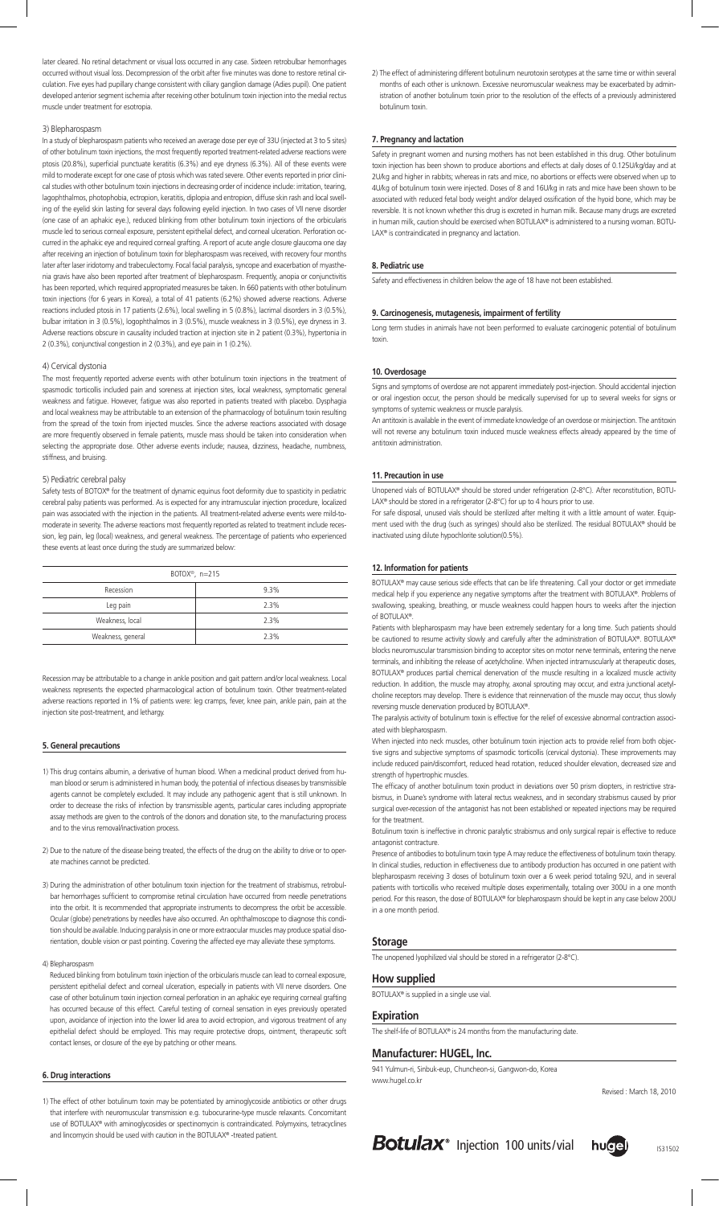later cleared. No retinal detachment or visual loss occurred in any case. Sixteen retrobulbar hemorrhages occurred without visual loss. Decompression of the orbit after five minutes was done to restore retinal circulation. Five eyes had pupillary change consistent with ciliary ganglion damage (Adies pupil). One patient developed anterior segment ischemia after receiving other botulinum toxin injection into the medial rectus muscle under treatment for esotropia.

### 3) Blepharospasm

In a study of blepharospasm patients who received an average dose per eye of 33U (injected at 3 to 5 sites) of other botulinum toxin injections, the most frequently reported treatment-related adverse reactions were ptosis (20.8%), superficial punctuate keratitis (6.3%) and eye dryness (6.3%). All of these events were mild to moderate except for one case of ptosis which was rated severe. Other events reported in prior clinical studies with other botulinum toxin injections in decreasing order of incidence include: irritation, tearing, lagophthalmos, photophobia, ectropion, keratitis, diplopia and entropion, diffuse skin rash and local swelling of the eyelid skin lasting for several days following eyelid injection. In two cases of VII nerve disorder (one case of an aphakic eye.), reduced blinking from other botulinum toxin injections of the orbicularis muscle led to serious corneal exposure, persistent epithelial defect, and corneal ulceration. Perforation occurred in the aphakic eye and required corneal grafting. A report of acute angle closure glaucoma one day after receiving an injection of botulinum toxin for blepharospasm was received, with recovery four months later after laser iridotomy and trabeculectomy. Focal facial paralysis, syncope and exacerbation of myasthenia gravis have also been reported after treatment of blepharospasm. Frequently, anopia or conjunctivitis has been reported, which required appropriate measures be taken. In 660 patients with other botulinum toxin injections (for 6 years in Korea), a total of 41 patients (6.2%) showed adverse reactions. Adverse reactions included ptosis in 17 patients (2.6%), local swelling in 5 (0.8%), lacrimal disorders in 3 (0.5%), bulbar irritation in 3 (0.5%), logophthalmos in 3 (0.5%), muscle weakness in 3 (0.5%), eye dryness in 3. Adverse reactions obscure in causality included traction at injection site in 2 patient (0.3%), hypertonia in 2 (0.3%), conjunctival congestion in 2 (0.3%), and eye pain in 1 (0.2%).

### 4) Cervical dystonia

The most frequently reported adverse events with other botulinum toxin injections in the treatment of spasmodic torticollis included pain and soreness at injection sites, local weakness, symptomatic general weakness and fatigue. However, fatigue was also reported in patients treated with placebo. Dysphagia and local weakness may be attributable to an extension of the pharmacology of botulinum toxin resulting from the spread of the toxin from injected muscles. Since the adverse reactions associated with dosage are more frequently observed in female patients, muscle mass should be taken into consideration when selecting the appropriate dose. Other adverse events include; nausea, dizziness, headache, numbness, stiffness, and bruising.

### 5) Pediatric cerebral palsy

Safety tests of BOTOX® for the treatment of dynamic equinus foot deformity due to spasticity in pediatric cerebral palsy patients was performed. As is expected for any intramuscular injection procedure, localized pain was associated with the injection in the patients. All treatment-related adverse events were mild-to-moderate in severity. The adverse reactions most frequently reported as related to treatment include recession, leg pain, leg (local) weakness, and general weakness. The percentage of patients who experienced these events at least once during the study are summarized below:

| BOTOX®, n=215 | |
|---|---|
| Recession | 9.3% |
| Leg pain | 2.3% |
| Weakness, local | 2.3% |
| Weakness, general | 2.3% |

Recession may be attributable to a change in ankle position and gait pattern and/or local weakness. Local weakness represents the expected pharmacological action of botulinum toxin. Other treatment-related adverse reactions were reported in 1% of patients were: leg cramps, fever, knee pain, ankle pain, pain at the injection site post-treatment, and lethargy.

## 5. General precautions

1) This drug contains albumin, a derivative of human blood. When a medicinal product derived from human blood or serum is administered in human body, the potential of infectious diseases by transmissible agents cannot be completely excluded. It may include any pathogenic agent that is still unknown. In order to decrease the risks of infection by transmissible agents, particular cares including appropriate assay methods are given to the controls of the donors and donation site, to the manufacturing process and to the virus removal/inactivation process.

2) Due to the nature of the disease being treated, the effects of the drug on the ability to drive or to operate machines cannot be predicted.

3) During the administration of other botulinum toxin injection for the treatment of strabismus, retrobulbar hemorrhages sufficient to compromise retinal circulation have occurred from needle penetrations into the orbit. It is recommended that appropriate instruments to decompress the orbit be accessible. Ocular (globe) penetrations by needles have also occurred. An ophthalmoscope to diagnose this condition should be available. Inducing paralysis in one or more extraocular muscles may produce spatial disorientation, double vision or past pointing. Covering the affected eye may alleviate these symptoms.

4) Blepharospasm

Reduced blinking from botulinum toxin injection of the orbicularis muscle can lead to corneal exposure, persistent epithelial defect and corneal ulceration, especially in patients with VII nerve disorders. One case of other botulinum toxin injection corneal perforation in an aphakic eye requiring corneal grafting has occurred because of this effect. Careful testing of corneal sensation in eyes previously operated upon, avoidance of injection into the lower lid area to avoid ectropion, and vigorous treatment of any epithelial defect should be employed. This may require protective drops, ointment, therapeutic soft contact lenses, or closure of the eye by patching or other means.

## 6. Drug interactions

1) The effect of other botulinum toxin may be potentiated by aminoglycoside antibiotics or other drugs that interfere with neuromuscular transmission e.g. tubocurarine-type muscle relaxants. Concomitant use of BOTULAX® with aminoglycosides or spectinomycin is contraindicated. Polymyxins, tetracyclines and lincomycin should be used with caution in the BOTULAX® -treated patient.

2) The effect of administering different botulinum neurotoxin serotypes at the same time or within several months of each other is unknown. Excessive neuromuscular weakness may be exacerbated by administration of another botulinum toxin prior to the resolution of the effects of a previously administered botulinum toxin.

## 7. Pregnancy and lactation

Safety in pregnant women and nursing mothers has not been established in this drug. Other botulinum toxin injection has been shown to produce abortions and effects at daily doses of 0.125U/kg/day and at 2U/kg and higher in rabbits; whereas in rats and mice, no abortions or effects were observed when up to 4U/kg of botulinum toxin were injected. Doses of 8 and 16U/kg in rats and mice have been shown to be associated with reduced fetal body weight and/or delayed ossification of the hyoid bone, which may be reversible. It is not known whether this drug is excreted in human milk. Because many drugs are excreted in human milk, caution should be exercised when BOTULAX® is administered to a nursing woman. BOTULAX® is contraindicated in pregnancy and lactation.

## 8. Pediatric use

Safety and effectiveness in children below the age of 18 have not been established.

## 9. Carcinogenesis, mutagenesis, impairment of fertility

Long term studies in animals have not been performed to evaluate carcinogenic potential of botulinum toxin.

## 10. Overdosage

Signs and symptoms of overdose are not apparent immediately post-injection. Should accidental injection or oral ingestion occur, the person should be medically supervised for up to several weeks for signs or symptoms of systemic weakness or muscle paralysis.

An antitoxin is available in the event of immediate knowledge of an overdose or misinjection. The antitoxin will not reverse any botulinum toxin induced muscle weakness effects already appeared by the time of antitoxin administration.

## 11. Precaution in use

Unopened vials of BOTULAX® should be stored under refrigeration (2-8°C). After reconstitution, BOTULAX® should be stored in a refrigerator (2-8°C) for up to 4 hours prior to use.

For safe disposal, unused vials should be sterilized after melting it with a little amount of water. Equipment used with the drug (such as syringes) should also be sterilized. The residual BOTULAX® should be inactivated using dilute hypochlorite solution(0.5%).

## 12. Information for patients

BOTULAX® may cause serious side effects that can be life threatening. Call your doctor or get immediate medical help if you experience any negative symptoms after the treatment with BOTULAX®. Problems of swallowing, speaking, breathing, or muscle weakness could happen hours to weeks after the injection of BOTULAX®.

Patients with blepharospasm may have been extremely sedentary for a long time. Such patients should be cautioned to resume activity slowly and carefully after the administration of BOTULAX®. BOTULAX® blocks neuromuscular transmission binding to acceptor sites on motor nerve terminals, entering the nerve terminals, and inhibiting the release of acetylcholine. When injected intramuscularly at therapeutic doses, BOTULAX® produces partial chemical denervation of the muscle resulting in a localized muscle activity reduction. In addition, the muscle may atrophy, axonal sprouting may occur, and extra junctional acetylcholine receptors may develop. There is evidence that reinnervation of the muscle may occur, thus slowly reversing muscle denervation produced by BOTULAX®.

The paralysis activity of botulinum toxin is effective for the relief of excessive abnormal contraction associated with blepharospasm.

When injected into neck muscles, other botulinum toxin injection acts to provide relief from both objective signs and subjective symptoms of spasmodic torticollis (cervical dystonia). These improvements may include reduced pain/discomfort, reduced head rotation, reduced shoulder elevation, decreased size and strength of hypertrophic muscles.

The efficacy of another botulinum toxin product in deviations over 50 prism diopters, in restrictive strabismus, in Duane's syndrome with lateral rectus weakness, and in secondary strabismus caused by prior surgical over-recession of the antagonist has not been established or repeated injections may be required for the treatment.

Botulinum toxin is ineffective in chronic paralytic strabismus and only surgical repair is effective to reduce antagonist contracture.

Presence of antibodies to botulinum toxin type A may reduce the effectiveness of botulinum toxin therapy. In clinical studies, reduction in effectiveness due to antibody production has occurred in one patient with blepharospasm receiving 3 doses of botulinum toxin over a 6 week period totaling 92U, and in several patients with torticollis who received multiple doses experimentally, totaling over 300U in a one month period. For this reason, the dose of BOTULAX® for blepharospasm should be kept in any case below 200U in a one month period.

## Storage

The unopened lyophilized vial should be stored in a refrigerator (2-8°C).

## How supplied

BOTULAX® is supplied in a single use vial.

## Expiration

The shelf-life of BOTULAX® is 24 months from the manufacturing date.

## Manufacturer: HUGEL, Inc.

941 Yulmun-ri, Sinbuk-eup, Chuncheon-si, Gangwon-do, Korea
www.hugel.co.kr

Revised : March 18, 2010

**Botulax®** Injection 100 units/vial

IS31502